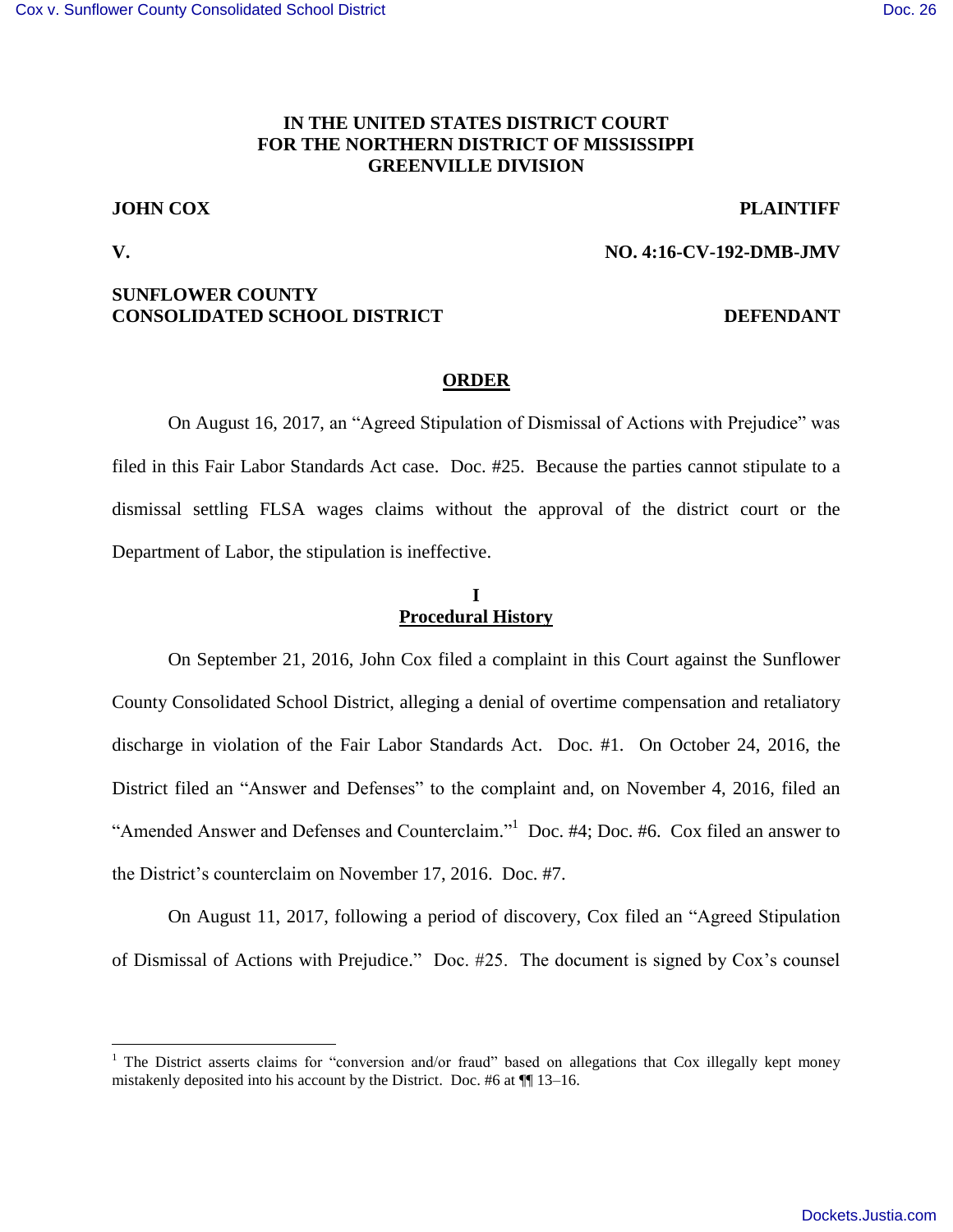**IN THE UNITED STATES DISTRICT COURT
FOR THE NORTHERN DISTRICT OF MISSISSIPPI
GREENVILLE DIVISION**

**JOHN COX** **PLAINTIFF**

**V.** **NO. 4:16-CV-192-DMB-JMV**

**SUNFLOWER COUNTY CONSOLIDATED SCHOOL DISTRICT** **DEFENDANT**

## ORDER

On August 16, 2017, an "Agreed Stipulation of Dismissal of Actions with Prejudice" was filed in this Fair Labor Standards Act case. Doc. #25. Because the parties cannot stipulate to a dismissal settling FLSA wages claims without the approval of the district court or the Department of Labor, the stipulation is ineffective.

## I
## Procedural History

On September 21, 2016, John Cox filed a complaint in this Court against the Sunflower County Consolidated School District, alleging a denial of overtime compensation and retaliatory discharge in violation of the Fair Labor Standards Act. Doc. #1. On October 24, 2016, the District filed an "Answer and Defenses" to the complaint and, on November 4, 2016, filed an "Amended Answer and Defenses and Counterclaim."[1] Doc. #4; Doc. #6. Cox filed an answer to the District's counterclaim on November 17, 2016. Doc. #7.

On August 11, 2017, following a period of discovery, Cox filed an "Agreed Stipulation of Dismissal of Actions with Prejudice." Doc. #25. The document is signed by Cox's counsel

---

[1] The District asserts claims for "conversion and/or fraud" based on allegations that Cox illegally kept money mistakenly deposited into his account by the District. Doc. #6 at ¶¶ 13–16.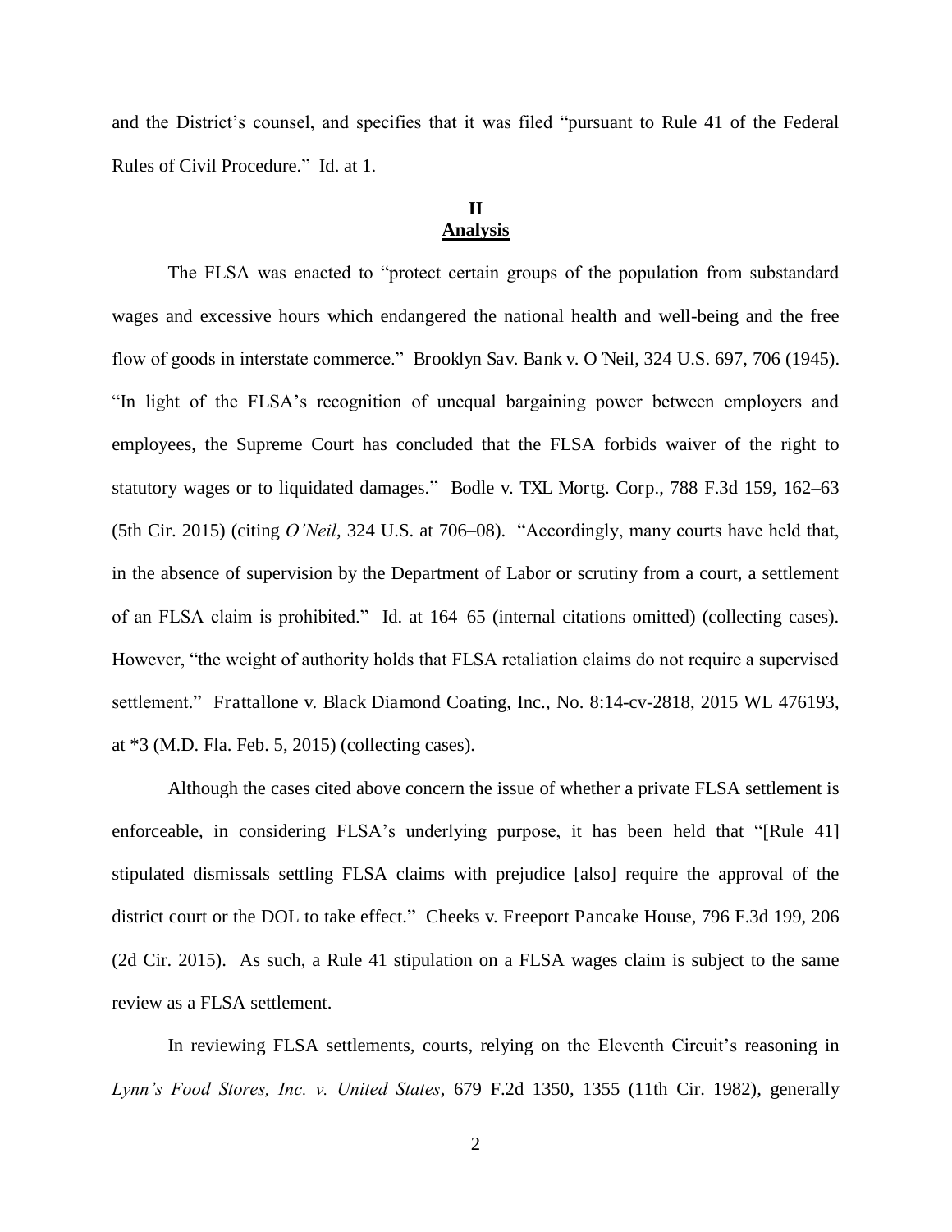and the District's counsel, and specifies that it was filed "pursuant to Rule 41 of the Federal Rules of Civil Procedure." Id. at 1.

## II
## **Analysis**

The FLSA was enacted to "protect certain groups of the population from substandard wages and excessive hours which endangered the national health and well-being and the free flow of goods in interstate commerce." Brooklyn Sav. Bank v. O'Neil, 324 U.S. 697, 706 (1945). "In light of the FLSA's recognition of unequal bargaining power between employers and employees, the Supreme Court has concluded that the FLSA forbids waiver of the right to statutory wages or to liquidated damages." Bodle v. TXL Mortg. Corp., 788 F.3d 159, 162–63 (5th Cir. 2015) (citing *O'Neil*, 324 U.S. at 706–08). "Accordingly, many courts have held that, in the absence of supervision by the Department of Labor or scrutiny from a court, a settlement of an FLSA claim is prohibited." Id. at 164–65 (internal citations omitted) (collecting cases). However, "the weight of authority holds that FLSA retaliation claims do not require a supervised settlement." Frattallone v. Black Diamond Coating, Inc., No. 8:14-cv-2818, 2015 WL 476193, at *3 (M.D. Fla. Feb. 5, 2015) (collecting cases).

Although the cases cited above concern the issue of whether a private FLSA settlement is enforceable, in considering FLSA's underlying purpose, it has been held that "[Rule 41] stipulated dismissals settling FLSA claims with prejudice [also] require the approval of the district court or the DOL to take effect." Cheeks v. Freeport Pancake House, 796 F.3d 199, 206 (2d Cir. 2015). As such, a Rule 41 stipulation on a FLSA wages claim is subject to the same review as a FLSA settlement.

In reviewing FLSA settlements, courts, relying on the Eleventh Circuit's reasoning in *Lynn's Food Stores, Inc. v. United States*, 679 F.2d 1350, 1355 (11th Cir. 1982), generally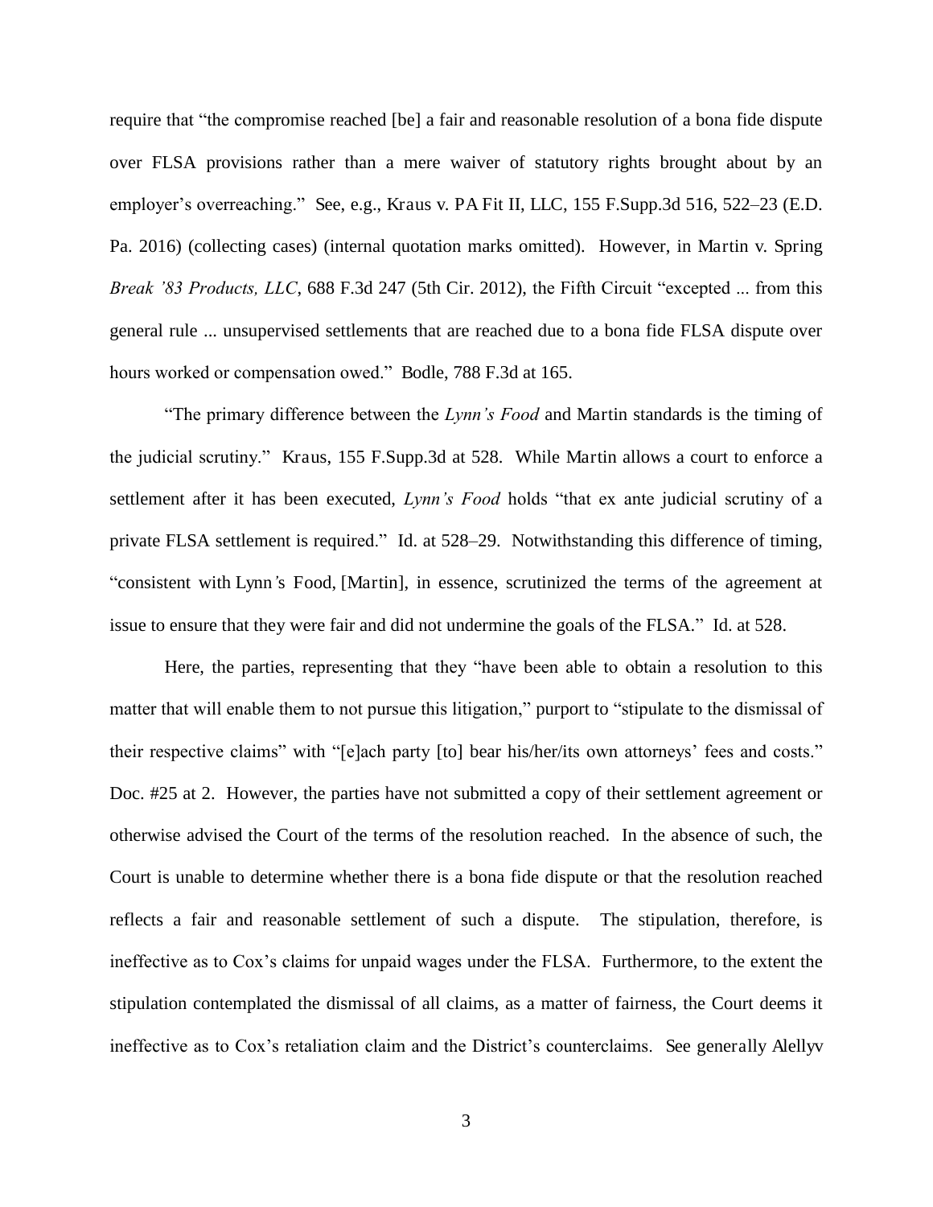require that "the compromise reached [be] a fair and reasonable resolution of a bona fide dispute over FLSA provisions rather than a mere waiver of statutory rights brought about by an employer's overreaching." See, e.g., Kraus v. PA Fit II, LLC, 155 F.Supp.3d 516, 522–23 (E.D. Pa. 2016) (collecting cases) (internal quotation marks omitted). However, in Martin v. Spring *Break '83 Products, LLC*, 688 F.3d 247 (5th Cir. 2012), the Fifth Circuit "excepted ... from this general rule ... unsupervised settlements that are reached due to a bona fide FLSA dispute over hours worked or compensation owed." Bodle, 788 F.3d at 165.

"The primary difference between the *Lynn's Food* and Martin standards is the timing of the judicial scrutiny." Kraus, 155 F.Supp.3d at 528. While Martin allows a court to enforce a settlement after it has been executed, *Lynn's Food* holds "that ex ante judicial scrutiny of a private FLSA settlement is required." Id. at 528–29. Notwithstanding this difference of timing, "consistent with Lynn's Food, [Martin], in essence, scrutinized the terms of the agreement at issue to ensure that they were fair and did not undermine the goals of the FLSA." Id. at 528.

Here, the parties, representing that they "have been able to obtain a resolution to this matter that will enable them to not pursue this litigation," purport to "stipulate to the dismissal of their respective claims" with "[e]ach party [to] bear his/her/its own attorneys' fees and costs." Doc. #25 at 2. However, the parties have not submitted a copy of their settlement agreement or otherwise advised the Court of the terms of the resolution reached. In the absence of such, the Court is unable to determine whether there is a bona fide dispute or that the resolution reached reflects a fair and reasonable settlement of such a dispute. The stipulation, therefore, is ineffective as to Cox's claims for unpaid wages under the FLSA. Furthermore, to the extent the stipulation contemplated the dismissal of all claims, as a matter of fairness, the Court deems it ineffective as to Cox's retaliation claim and the District's counterclaims. See generally Alellyv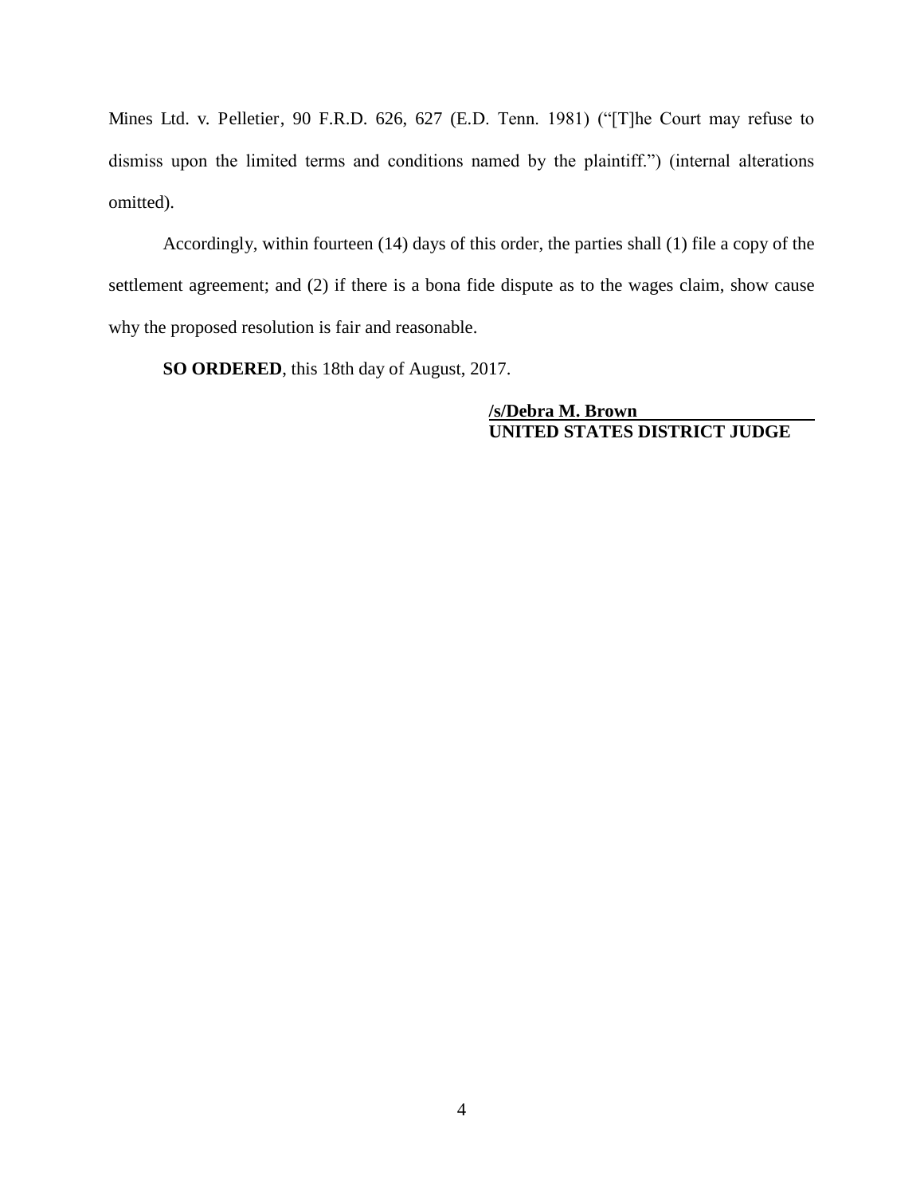Mines Ltd. v. Pelletier, 90 F.R.D. 626, 627 (E.D. Tenn. 1981) ("[T]he Court may refuse to dismiss upon the limited terms and conditions named by the plaintiff.") (internal alterations omitted).

Accordingly, within fourteen (14) days of this order, the parties shall (1) file a copy of the settlement agreement; and (2) if there is a bona fide dispute as to the wages claim, show cause why the proposed resolution is fair and reasonable.

**SO ORDERED**, this 18th day of August, 2017.

**/s/Debra M. Brown**
**UNITED STATES DISTRICT JUDGE**